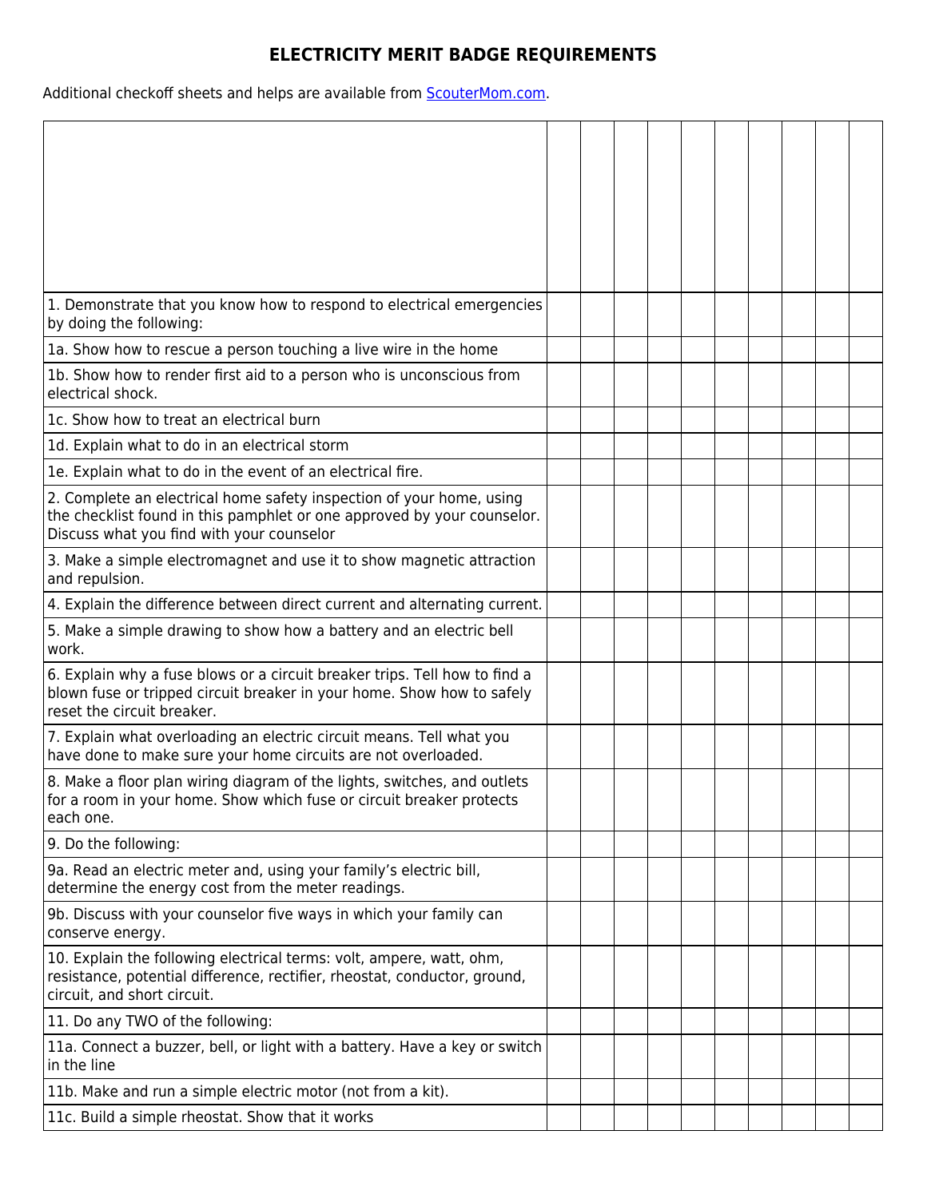# ELECTRICITY MERIT BADGE REQUIREMENTS

Additional checkoff sheets and helps are available from [ScouterMom.com](ScouterMom.com).

| | | | | | | | | | | |
|---|---|---|---|---|---|---|---|---|---|---|
| 1. Demonstrate that you know how to respond to electrical emergencies by doing the following: | | | | | | | | | | |
| 1a. Show how to rescue a person touching a live wire in the home | | | | | | | | | | |
| 1b. Show how to render first aid to a person who is unconscious from electrical shock. | | | | | | | | | | |
| 1c. Show how to treat an electrical burn | | | | | | | | | | |
| 1d. Explain what to do in an electrical storm | | | | | | | | | | |
| 1e. Explain what to do in the event of an electrical fire. | | | | | | | | | | |
| 2. Complete an electrical home safety inspection of your home, using the checklist found in this pamphlet or one approved by your counselor. Discuss what you find with your counselor | | | | | | | | | | |
| 3. Make a simple electromagnet and use it to show magnetic attraction and repulsion. | | | | | | | | | | |
| 4. Explain the difference between direct current and alternating current. | | | | | | | | | | |
| 5. Make a simple drawing to show how a battery and an electric bell work. | | | | | | | | | | |
| 6. Explain why a fuse blows or a circuit breaker trips. Tell how to find a blown fuse or tripped circuit breaker in your home. Show how to safely reset the circuit breaker. | | | | | | | | | | |
| 7. Explain what overloading an electric circuit means. Tell what you have done to make sure your home circuits are not overloaded. | | | | | | | | | | |
| 8. Make a floor plan wiring diagram of the lights, switches, and outlets for a room in your home. Show which fuse or circuit breaker protects each one. | | | | | | | | | | |
| 9. Do the following: | | | | | | | | | | |
| 9a. Read an electric meter and, using your family's electric bill, determine the energy cost from the meter readings. | | | | | | | | | | |
| 9b. Discuss with your counselor five ways in which your family can conserve energy. | | | | | | | | | | |
| 10. Explain the following electrical terms: volt, ampere, watt, ohm, resistance, potential difference, rectifier, rheostat, conductor, ground, circuit, and short circuit. | | | | | | | | | | |
| 11. Do any TWO of the following: | | | | | | | | | | |
| 11a. Connect a buzzer, bell, or light with a battery. Have a key or switch in the line | | | | | | | | | | |
| 11b. Make and run a simple electric motor (not from a kit). | | | | | | | | | | |
| 11c. Build a simple rheostat. Show that it works | | | | | | | | | | |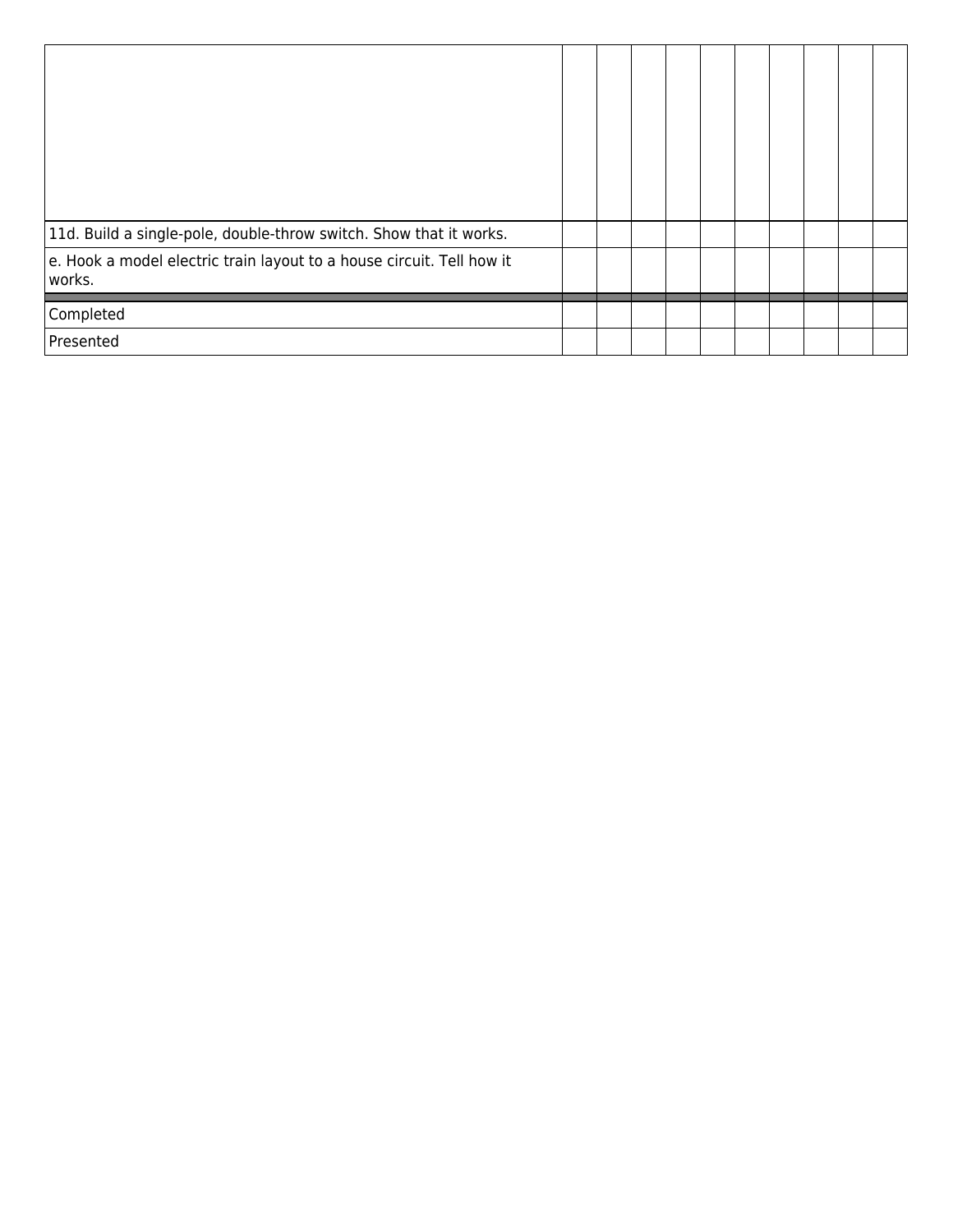| | | | | | | | | | | |
|---|---|---|---|---|---|---|---|---|---|---|
| 11d. Build a single-pole, double-throw switch. Show that it works. | | | | | | | | | | |
| e. Hook a model electric train layout to a house circuit. Tell how it works. | | | | | | | | | | |
| Completed | | | | | | | | | | |
| Presented | | | | | | | | | | |